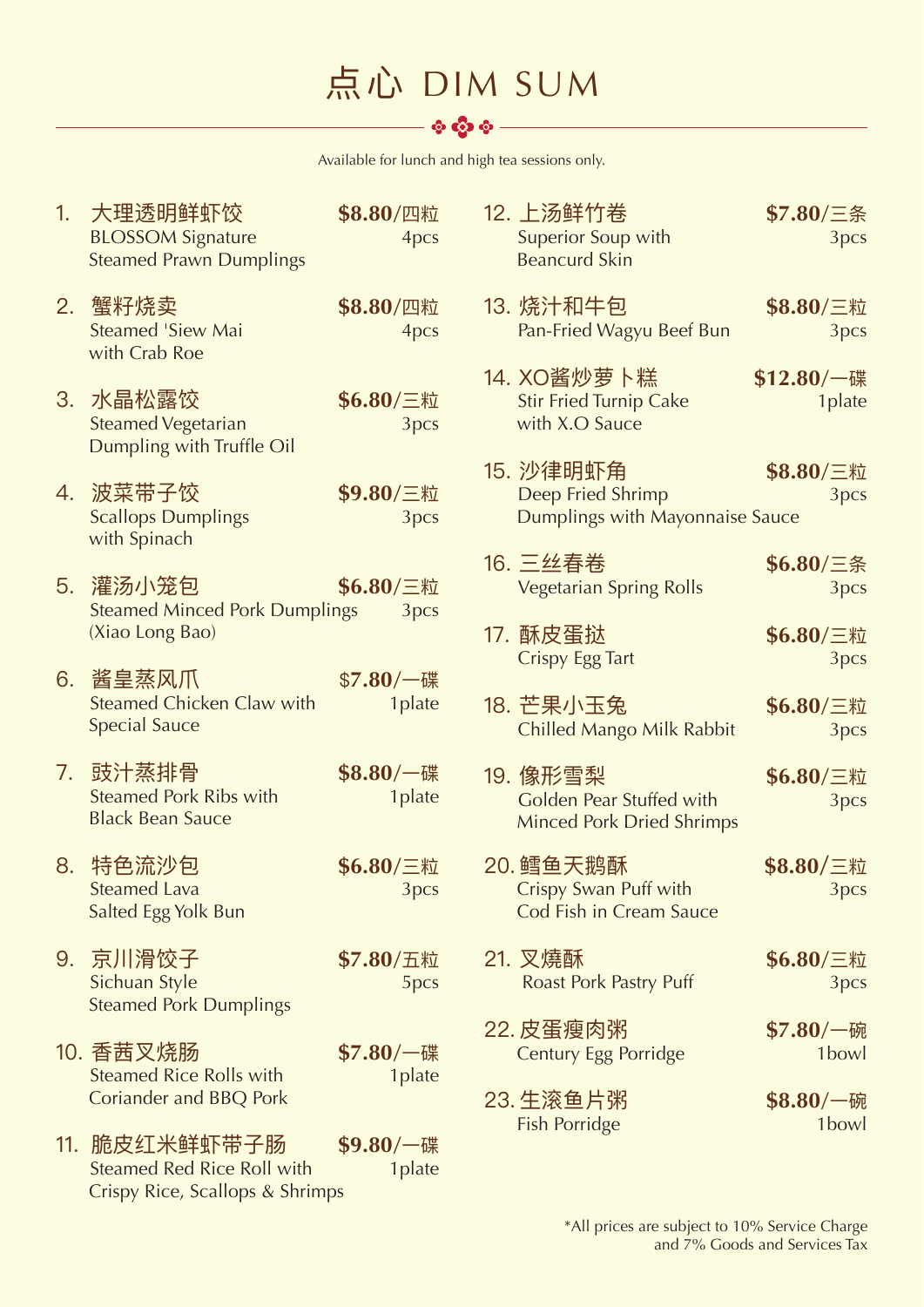# 点心 DIM SUM

Available for lunch and high tea sessions only.

1. **大理透明鲜虾饺** — **$8.80**/四粒 4pcs
   BLOSSOM Signature Steamed Prawn Dumplings

2. **蟹籽烧卖** — **$8.80**/四粒 4pcs
   Steamed 'Siew Mai with Crab Roe

3. **水晶松露饺** — **$6.80**/三粒 3pcs
   Steamed Vegetarian Dumpling with Truffle Oil

4. **波菜带子饺** — **$9.80**/三粒 3pcs
   Scallops Dumplings with Spinach

5. **灌汤小笼包** — **$6.80**/三粒 3pcs
   Steamed Minced Pork Dumplings (Xiao Long Bao)

6. **酱皇蒸风爪** — $7.80/一碟 1plate
   Steamed Chicken Claw with Special Sauce

7. **豉汁蒸排骨** — **$8.80**/一碟 1plate
   Steamed Pork Ribs with Black Bean Sauce

8. **特色流沙包** — **$6.80**/三粒 3pcs
   Steamed Lava Salted Egg Yolk Bun

9. **京川滑饺子** — **$7.80**/五粒 5pcs
   Sichuan Style Steamed Pork Dumplings

10. **香茜叉烧肠** — **$7.80**/一碟 1plate
    Steamed Rice Rolls with Coriander and BBQ Pork

11. **脆皮红米鲜虾带子肠** — **$9.80**/一碟 1plate
    Steamed Red Rice Roll with Crispy Rice, Scallops & Shrimps

12. **上汤鲜竹卷** — **$7.80**/三条 3pcs
    Superior Soup with Beancurd Skin

13. **烧汁和牛包** — **$8.80**/三粒 3pcs
    Pan-Fried Wagyu Beef Bun

14. **XO酱炒萝卜糕** — **$12.80**/一碟 1plate
    Stir Fried Turnip Cake with X.O Sauce

15. **沙律明虾角** — **$8.80**/三粒 3pcs
    Deep Fried Shrimp Dumplings with Mayonnaise Sauce

16. **三丝春卷** — **$6.80**/三条 3pcs
    Vegetarian Spring Rolls

17. **酥皮蛋挞** — **$6.80**/三粒 3pcs
    Crispy Egg Tart

18. **芒果小玉兔** — **$6.80**/三粒 3pcs
    Chilled Mango Milk Rabbit

19. **像形雪梨** — **$6.80**/三粒 3pcs
    Golden Pear Stuffed with Minced Pork Dried Shrimps

20. **鳕鱼天鹅酥** — **$8.80**/三粒 3pcs
    Crispy Swan Puff with Cod Fish in Cream Sauce

21. **叉燒酥** — **$6.80**/三粒 3pcs
    Roast Pork Pastry Puff

22. **皮蛋瘦肉粥** — **$7.80**/一碗 1bowl
    Century Egg Porridge

23. **生滚鱼片粥** — **$8.80**/一碗 1bowl
    Fish Porridge

*All prices are subject to 10% Service Charge and 7% Goods and Services Tax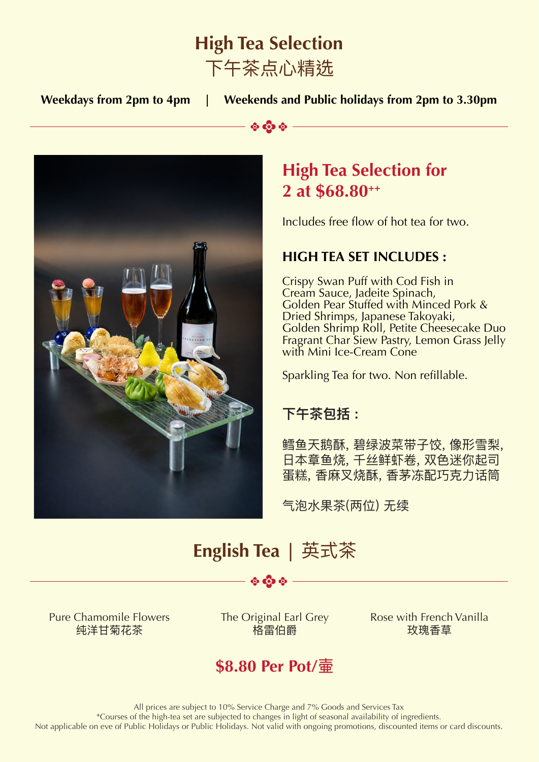# High Tea Selection
# 下午茶点心精选

**Weekdays from 2pm to 4pm | Weekends and Public holidays from 2pm to 3.30pm**

## High Tea Selection for 2 at $68.80⁺⁺

Includes free flow of hot tea for two.

### HIGH TEA SET INCLUDES :

Crispy Swan Puff with Cod Fish in Cream Sauce, Jadeite Spinach, Golden Pear Stuffed with Minced Pork & Dried Shrimps, Japanese Takoyaki, Golden Shrimp Roll, Petite Cheesecake Duo Fragrant Char Siew Pastry, Lemon Grass Jelly with Mini Ice-Cream Cone

Sparkling Tea for two. Non refillable.

### 下午茶包括：

鳕鱼天鹅酥, 碧绿波菜带子饺, 像形雪梨, 日本章鱼烧, 千丝鲜虾卷, 双色迷你起司蛋糕, 香麻叉烧酥, 香茅冻配巧克力话筒

气泡水果茶(两位) 无续

## English Tea | 英式茶

Pure Chamomile Flowers
纯洋甘菊花茶

The Original Earl Grey
格雷伯爵

Rose with French Vanilla
玫瑰香草

**$8.80 Per Pot/壶**

All prices are subject to 10% Service Charge and 7% Goods and Services Tax
*Courses of the high-tea set are subjected to changes in light of seasonal availability of ingredients.
Not applicable on eve of Public Holidays or Public Holidays. Not valid with ongoing promotions, discounted items or card discounts.